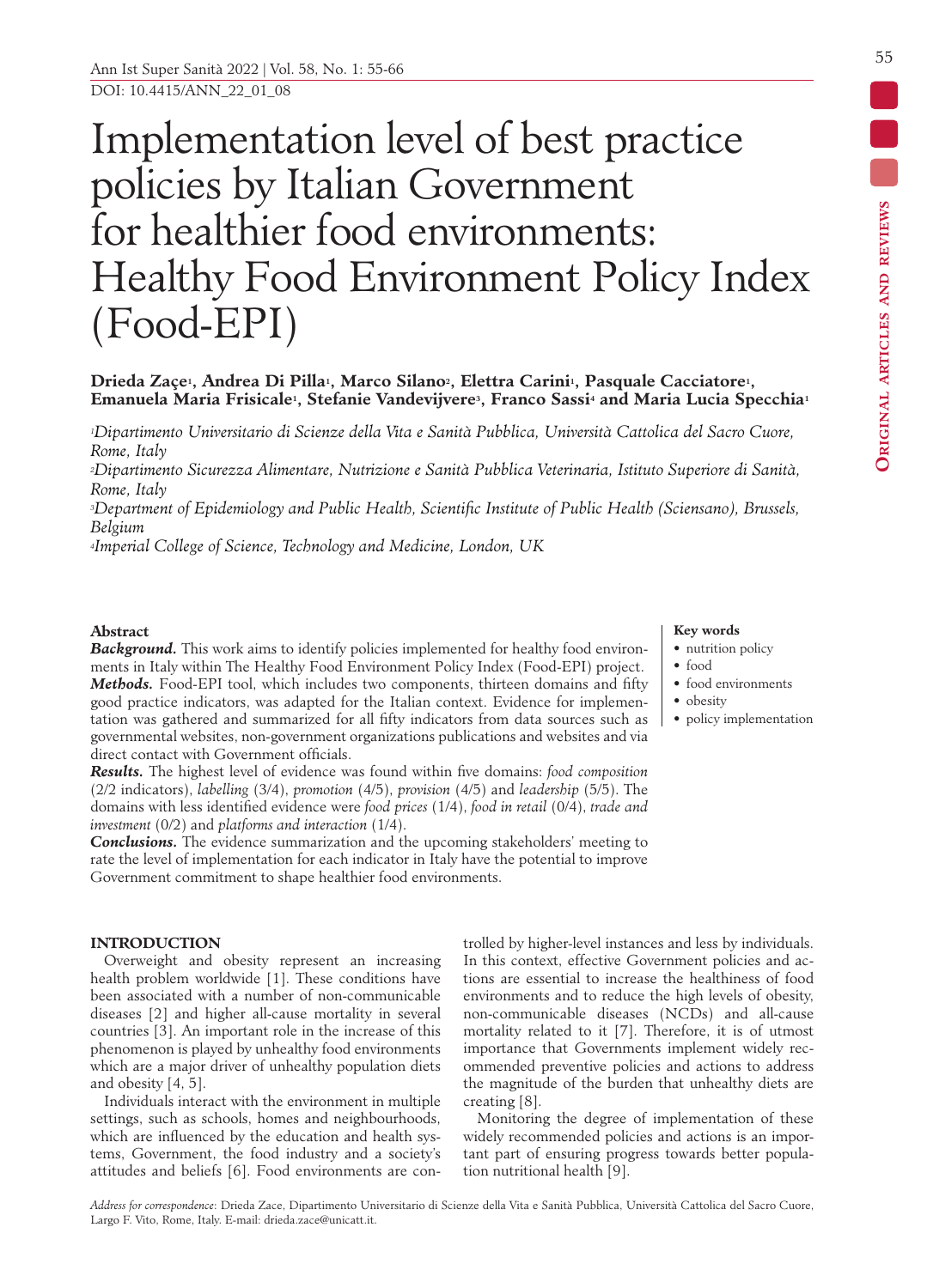# Implementation level of best practice policies by Italian Government for healthier food environments: Healthy Food Environment Policy Index (Food-EPI)

**Drieda Zaçe[1], Andrea Di Pilla[1], Marco Silano[2], Elettra Carini[1], Pasquale Cacciatore[1], Emanuela Maria Frisicale[1], Stefanie Vandevijvere[3], Franco Sassi[4] and Maria Lucia Specchia[1]**

*[1]Dipartimento Universitario di Scienze della Vita e Sanità Pubblica, Università Cattolica del Sacro Cuore, Rome, Italy*
*[2]Dipartimento Sicurezza Alimentare, Nutrizione e Sanità Pubblica Veterinaria, Istituto Superiore di Sanità, Rome, Italy*
*[3]Department of Epidemiology and Public Health, Scientific Institute of Public Health (Sciensano), Brussels, Belgium*
*[4]Imperial College of Science, Technology and Medicine, London, UK*

### Abstract

***Background.*** This work aims to identify policies implemented for healthy food environments in Italy within The Healthy Food Environment Policy Index (Food-EPI) project.
***Methods.*** Food-EPI tool, which includes two components, thirteen domains and fifty good practice indicators, was adapted for the Italian context. Evidence for implementation was gathered and summarized for all fifty indicators from data sources such as governmental websites, non-government organizations publications and websites and via direct contact with Government officials.
***Results.*** The highest level of evidence was found within five domains: *food composition* (2/2 indicators), *labelling* (3/4), *promotion* (4/5), *provision* (4/5) and *leadership* (5/5). The domains with less identified evidence were *food prices* (1/4), *food in retail* (0/4), *trade and investment* (0/2) and *platforms and interaction* (1/4).
***Conclusions.*** The evidence summarization and the upcoming stakeholders' meeting to rate the level of implementation for each indicator in Italy have the potential to improve Government commitment to shape healthier food environments.

**Key words**
- nutrition policy
- food
- food environments
- obesity
- policy implementation

## INTRODUCTION

Overweight and obesity represent an increasing health problem worldwide [1]. These conditions have been associated with a number of non-communicable diseases [2] and higher all-cause mortality in several countries [3]. An important role in the increase of this phenomenon is played by unhealthy food environments which are a major driver of unhealthy population diets and obesity [4, 5].

Individuals interact with the environment in multiple settings, such as schools, homes and neighbourhoods, which are influenced by the education and health systems, Government, the food industry and a society's attitudes and beliefs [6]. Food environments are controlled by higher-level instances and less by individuals. In this context, effective Government policies and actions are essential to increase the healthiness of food environments and to reduce the high levels of obesity, non-communicable diseases (NCDs) and all-cause mortality related to it [7]. Therefore, it is of utmost importance that Governments implement widely recommended preventive policies and actions to address the magnitude of the burden that unhealthy diets are creating [8].

Monitoring the degree of implementation of these widely recommended policies and actions is an important part of ensuring progress towards better population nutritional health [9].

*Address for correspondence:* Drieda Zace, Dipartimento Universitario di Scienze della Vita e Sanità Pubblica, Università Cattolica del Sacro Cuore, Largo F. Vito, Rome, Italy. E-mail: drieda.zace@unicatt.it.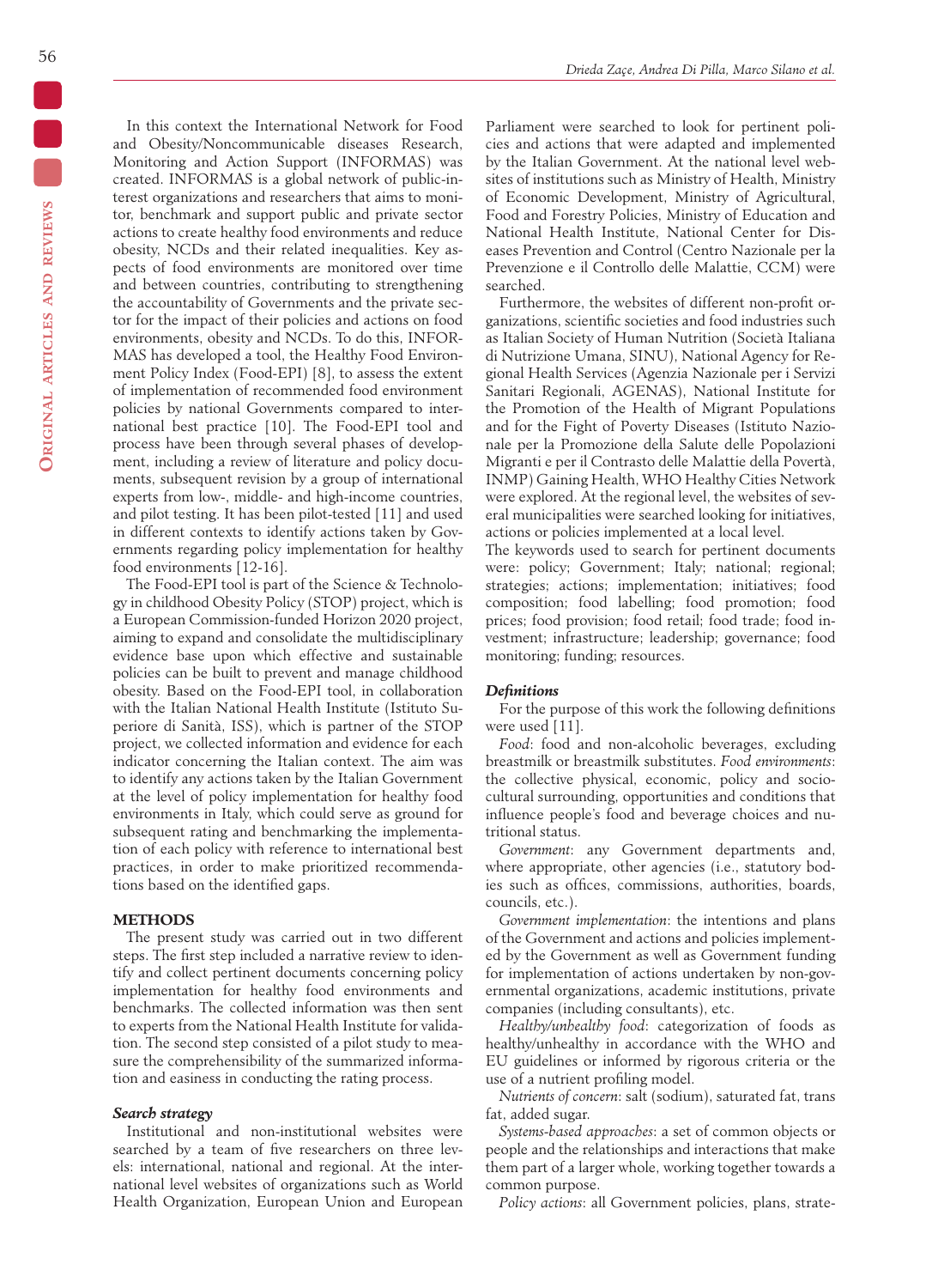In this context the International Network for Food and Obesity/Noncommunicable diseases Research, Monitoring and Action Support (INFORMAS) was created. INFORMAS is a global network of public-interest organizations and researchers that aims to monitor, benchmark and support public and private sector actions to create healthy food environments and reduce obesity, NCDs and their related inequalities. Key aspects of food environments are monitored over time and between countries, contributing to strengthening the accountability of Governments and the private sector for the impact of their policies and actions on food environments, obesity and NCDs. To do this, INFORMAS has developed a tool, the Healthy Food Environment Policy Index (Food-EPI) [8], to assess the extent of implementation of recommended food environment policies by national Governments compared to international best practice [10]. The Food-EPI tool and process have been through several phases of development, including a review of literature and policy documents, subsequent revision by a group of international experts from low-, middle- and high-income countries, and pilot testing. It has been pilot-tested [11] and used in different contexts to identify actions taken by Governments regarding policy implementation for healthy food environments [12-16].

The Food-EPI tool is part of the Science & Technology in childhood Obesity Policy (STOP) project, which is a European Commission-funded Horizon 2020 project, aiming to expand and consolidate the multidisciplinary evidence base upon which effective and sustainable policies can be built to prevent and manage childhood obesity. Based on the Food-EPI tool, in collaboration with the Italian National Health Institute (Istituto Superiore di Sanità, ISS), which is partner of the STOP project, we collected information and evidence for each indicator concerning the Italian context. The aim was to identify any actions taken by the Italian Government at the level of policy implementation for healthy food environments in Italy, which could serve as ground for subsequent rating and benchmarking the implementation of each policy with reference to international best practices, in order to make prioritized recommendations based on the identified gaps.

## METHODS

The present study was carried out in two different steps. The first step included a narrative review to identify and collect pertinent documents concerning policy implementation for healthy food environments and benchmarks. The collected information was then sent to experts from the National Health Institute for validation. The second step consisted of a pilot study to measure the comprehensibility of the summarized information and easiness in conducting the rating process.

### *Search strategy*

Institutional and non-institutional websites were searched by a team of five researchers on three levels: international, national and regional. At the international level websites of organizations such as World Health Organization, European Union and European Parliament were searched to look for pertinent policies and actions that were adapted and implemented by the Italian Government. At the national level websites of institutions such as Ministry of Health, Ministry of Economic Development, Ministry of Agricultural, Food and Forestry Policies, Ministry of Education and National Health Institute, National Center for Diseases Prevention and Control (Centro Nazionale per la Prevenzione e il Controllo delle Malattie, CCM) were searched.

Furthermore, the websites of different non-profit organizations, scientific societies and food industries such as Italian Society of Human Nutrition (Società Italiana di Nutrizione Umana, SINU), National Agency for Regional Health Services (Agenzia Nazionale per i Servizi Sanitari Regionali, AGENAS), National Institute for the Promotion of the Health of Migrant Populations and for the Fight of Poverty Diseases (Istituto Nazionale per la Promozione della Salute delle Popolazioni Migranti e per il Contrasto delle Malattie della Povertà, INMP) Gaining Health, WHO Healthy Cities Network were explored. At the regional level, the websites of several municipalities were searched looking for initiatives, actions or policies implemented at a local level.

The keywords used to search for pertinent documents were: policy; Government; Italy; national; regional; strategies; actions; implementation; initiatives; food composition; food labelling; food promotion; food prices; food provision; food retail; food trade; food investment; infrastructure; leadership; governance; food monitoring; funding; resources.

### *Definitions*

For the purpose of this work the following definitions were used [11].

*Food*: food and non-alcoholic beverages, excluding breastmilk or breastmilk substitutes. *Food environments*: the collective physical, economic, policy and socio-cultural surrounding, opportunities and conditions that influence people's food and beverage choices and nutritional status.

*Government*: any Government departments and, where appropriate, other agencies (i.e., statutory bodies such as offices, commissions, authorities, boards, councils, etc.).

*Government implementation*: the intentions and plans of the Government and actions and policies implemented by the Government as well as Government funding for implementation of actions undertaken by non-governmental organizations, academic institutions, private companies (including consultants), etc.

*Healthy/unhealthy food*: categorization of foods as healthy/unhealthy in accordance with the WHO and EU guidelines or informed by rigorous criteria or the use of a nutrient profiling model.

*Nutrients of concern*: salt (sodium), saturated fat, trans fat, added sugar.

*Systems-based approaches*: a set of common objects or people and the relationships and interactions that make them part of a larger whole, working together towards a common purpose.

*Policy actions*: all Government policies, plans, strate-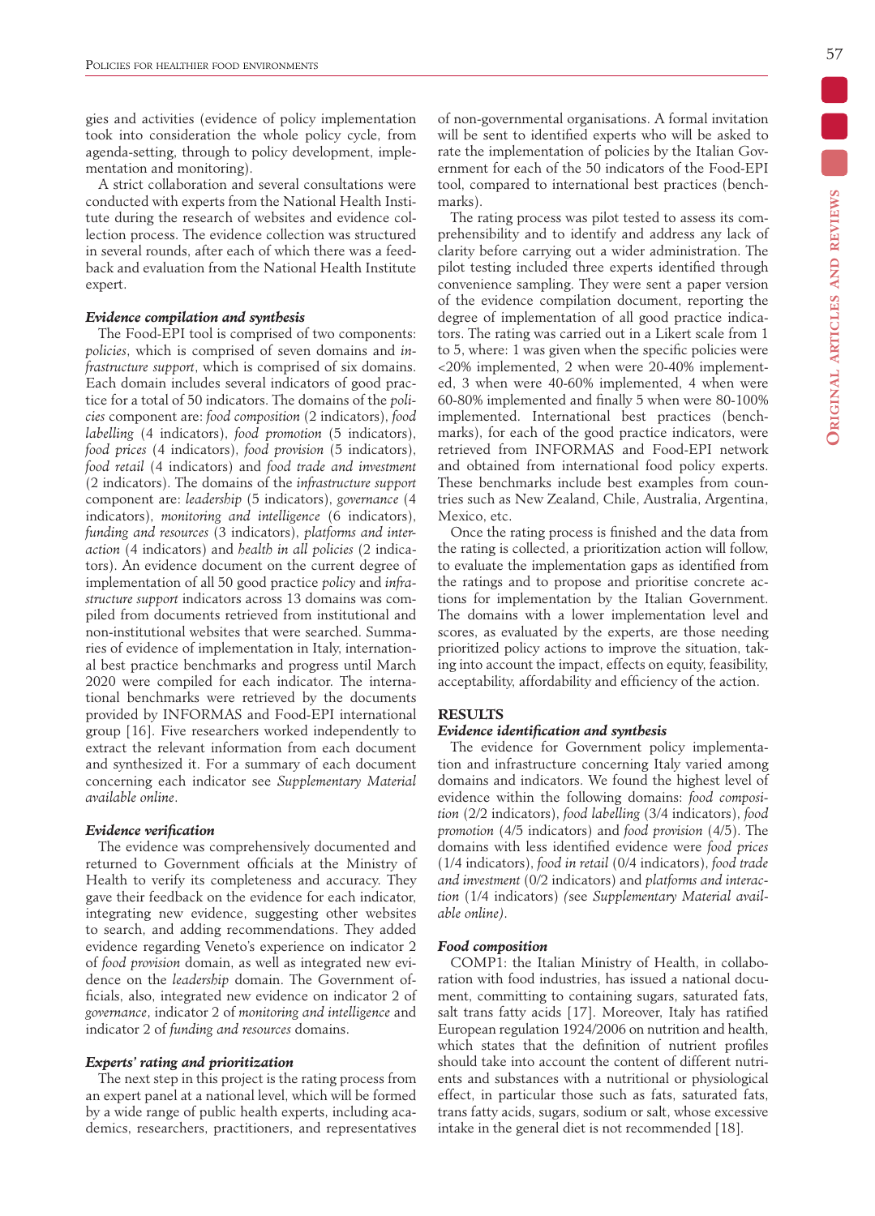gies and activities (evidence of policy implementation took into consideration the whole policy cycle, from agenda-setting, through to policy development, implementation and monitoring).

A strict collaboration and several consultations were conducted with experts from the National Health Institute during the research of websites and evidence collection process. The evidence collection was structured in several rounds, after each of which there was a feedback and evaluation from the National Health Institute expert.

### *Evidence compilation and synthesis*

The Food-EPI tool is comprised of two components: *policies*, which is comprised of seven domains and *infrastructure support*, which is comprised of six domains. Each domain includes several indicators of good practice for a total of 50 indicators. The domains of the *policies* component are: *food composition* (2 indicators), *food labelling* (4 indicators), *food promotion* (5 indicators), *food prices* (4 indicators), *food provision* (5 indicators), *food retail* (4 indicators) and *food trade and investment* (2 indicators). The domains of the *infrastructure support* component are: *leadership* (5 indicators), *governance* (4 indicators), *monitoring and intelligence* (6 indicators), *funding and resources* (3 indicators), *platforms and interaction* (4 indicators) and *health in all policies* (2 indicators). An evidence document on the current degree of implementation of all 50 good practice *policy* and *infrastructure support* indicators across 13 domains was compiled from documents retrieved from institutional and non-institutional websites that were searched. Summaries of evidence of implementation in Italy, international best practice benchmarks and progress until March 2020 were compiled for each indicator. The international benchmarks were retrieved by the documents provided by INFORMAS and Food-EPI international group [16]. Five researchers worked independently to extract the relevant information from each document and synthesized it. For a summary of each document concerning each indicator see *Supplementary Material available online*.

### *Evidence verification*

The evidence was comprehensively documented and returned to Government officials at the Ministry of Health to verify its completeness and accuracy. They gave their feedback on the evidence for each indicator, integrating new evidence, suggesting other websites to search, and adding recommendations. They added evidence regarding Veneto's experience on indicator 2 of *food provision* domain, as well as integrated new evidence on the *leadership* domain. The Government officials, also, integrated new evidence on indicator 2 of *governance*, indicator 2 of *monitoring and intelligence* and indicator 2 of *funding and resources* domains.

### *Experts' rating and prioritization*

The next step in this project is the rating process from an expert panel at a national level, which will be formed by a wide range of public health experts, including academics, researchers, practitioners, and representatives of non-governmental organisations. A formal invitation will be sent to identified experts who will be asked to rate the implementation of policies by the Italian Government for each of the 50 indicators of the Food-EPI tool, compared to international best practices (benchmarks).

The rating process was pilot tested to assess its comprehensibility and to identify and address any lack of clarity before carrying out a wider administration. The pilot testing included three experts identified through convenience sampling. They were sent a paper version of the evidence compilation document, reporting the degree of implementation of all good practice indicators. The rating was carried out in a Likert scale from 1 to 5, where: 1 was given when the specific policies were <20% implemented, 2 when were 20-40% implemented, 3 when were 40-60% implemented, 4 when were 60-80% implemented and finally 5 when were 80-100% implemented. International best practices (benchmarks), for each of the good practice indicators, were retrieved from INFORMAS and Food-EPI network and obtained from international food policy experts. These benchmarks include best examples from countries such as New Zealand, Chile, Australia, Argentina, Mexico, etc.

Once the rating process is finished and the data from the rating is collected, a prioritization action will follow, to evaluate the implementation gaps as identified from the ratings and to propose and prioritise concrete actions for implementation by the Italian Government. The domains with a lower implementation level and scores, as evaluated by the experts, are those needing prioritized policy actions to improve the situation, taking into account the impact, effects on equity, feasibility, acceptability, affordability and efficiency of the action.

## RESULTS

### *Evidence identification and synthesis*

The evidence for Government policy implementation and infrastructure concerning Italy varied among domains and indicators. We found the highest level of evidence within the following domains: *food composition* (2/2 indicators), *food labelling* (3/4 indicators), *food promotion* (4/5 indicators) and *food provision* (4/5). The domains with less identified evidence were *food prices* (1/4 indicators), *food in retail* (0/4 indicators), *food trade and investment* (0/2 indicators) and *platforms and interaction* (1/4 indicators) *(*see *Supplementary Material available online)*.

### *Food composition*

COMP1: the Italian Ministry of Health, in collaboration with food industries, has issued a national document, committing to containing sugars, saturated fats, salt trans fatty acids [17]. Moreover, Italy has ratified European regulation 1924/2006 on nutrition and health, which states that the definition of nutrient profiles should take into account the content of different nutrients and substances with a nutritional or physiological effect, in particular those such as fats, saturated fats, trans fatty acids, sugars, sodium or salt, whose excessive intake in the general diet is not recommended [18].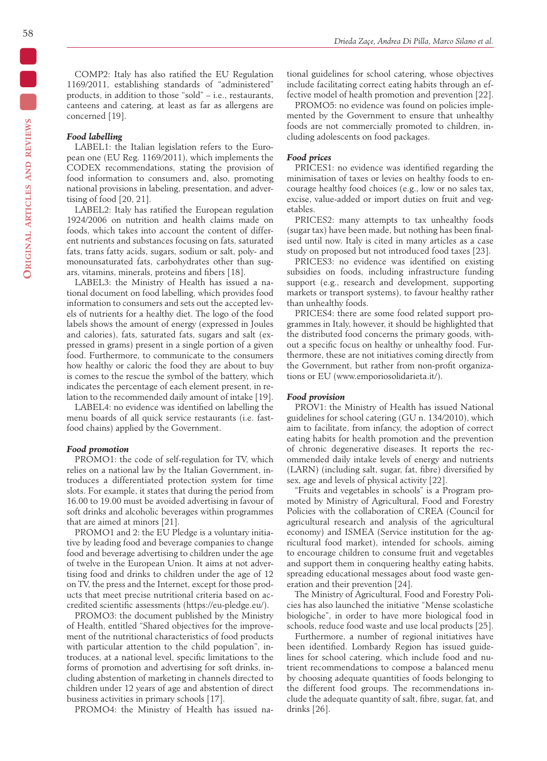COMP2: Italy has also ratified the EU Regulation 1169/2011, establishing standards of "administered" products, in addition to those "sold" – i.e., restaurants, canteens and catering, at least as far as allergens are concerned [19].

### *Food labelling*

LABEL1: the Italian legislation refers to the European one (EU Reg. 1169/2011), which implements the CODEX recommendations, stating the provision of food information to consumers and, also, promoting national provisions in labeling, presentation, and advertising of food [20, 21].

LABEL2: Italy has ratified the European regulation 1924/2006 on nutrition and health claims made on foods, which takes into account the content of different nutrients and substances focusing on fats, saturated fats, trans fatty acids, sugars, sodium or salt, poly- and monounsaturated fats, carbohydrates other than sugars, vitamins, minerals, proteins and fibers [18].

LABEL3: the Ministry of Health has issued a national document on food labelling, which provides food information to consumers and sets out the accepted levels of nutrients for a healthy diet. The logo of the food labels shows the amount of energy (expressed in Joules and calories), fats, saturated fats, sugars and salt (expressed in grams) present in a single portion of a given food. Furthermore, to communicate to the consumers how healthy or caloric the food they are about to buy is comes to the rescue the symbol of the battery, which indicates the percentage of each element present, in relation to the recommended daily amount of intake [19].

LABEL4: no evidence was identified on labelling the menu boards of all quick service restaurants (i.e. fast-food chains) applied by the Government.

### *Food promotion*

PROMO1: the code of self-regulation for TV, which relies on a national law by the Italian Government, introduces a differentiated protection system for time slots. For example, it states that during the period from 16.00 to 19.00 must be avoided advertising in favour of soft drinks and alcoholic beverages within programmes that are aimed at minors [21].

PROMO1 and 2: the EU Pledge is a voluntary initiative by leading food and beverage companies to change food and beverage advertising to children under the age of twelve in the European Union. It aims at not advertising food and drinks to children under the age of 12 on TV, the press and the Internet, except for those products that meet precise nutritional criteria based on accredited scientific assessments (https://eu-pledge.eu/).

PROMO3: the document published by the Ministry of Health, entitled "Shared objectives for the improvement of the nutritional characteristics of food products with particular attention to the child population", introduces, at a national level, specific limitations to the forms of promotion and advertising for soft drinks, including abstention of marketing in channels directed to children under 12 years of age and abstention of direct business activities in primary schools [17].

PROMO4: the Ministry of Health has issued national guidelines for school catering, whose objectives include facilitating correct eating habits through an effective model of health promotion and prevention [22].

PROMO5: no evidence was found on policies implemented by the Government to ensure that unhealthy foods are not commercially promoted to children, including adolescents on food packages.

### *Food prices*

PRICES1: no evidence was identified regarding the minimisation of taxes or levies on healthy foods to encourage healthy food choices (e.g., low or no sales tax, excise, value-added or import duties on fruit and vegetables.

PRICES2: many attempts to tax unhealthy foods (sugar tax) have been made, but nothing has been finalised until now. Italy is cited in many articles as a case study on proposed but not introduced food taxes [23].

PRICES3: no evidence was identified on existing subsidies on foods, including infrastructure funding support (e.g., research and development, supporting markets or transport systems), to favour healthy rather than unhealthy foods.

PRICES4: there are some food related support programmes in Italy, however, it should be highlighted that the distributed food concerns the primary goods, without a specific focus on healthy or unhealthy food. Furthermore, these are not initiatives coming directly from the Government, but rather from non-profit organizations or EU (www.emporiosolidarieta.it/).

### *Food provision*

PROV1: the Ministry of Health has issued National guidelines for school catering (GU n. 134/2010), which aim to facilitate, from infancy, the adoption of correct eating habits for health promotion and the prevention of chronic degenerative diseases. It reports the recommended daily intake levels of energy and nutrients (LARN) (including salt, sugar, fat, fibre) diversified by sex, age and levels of physical activity [22].

"Fruits and vegetables in schools" is a Program promoted by Ministry of Agricultural, Food and Forestry Policies with the collaboration of CREA (Council for agricultural research and analysis of the agricultural economy) and ISMEA (Service institution for the agricultural food market), intended for schools, aiming to encourage children to consume fruit and vegetables and support them in conquering healthy eating habits, spreading educational messages about food waste generation and their prevention [24].

The Ministry of Agricultural, Food and Forestry Policies has also launched the initiative "Mense scolastiche biologiche", in order to have more biological food in schools, reduce food waste and use local products [25].

Furthermore, a number of regional initiatives have been identified. Lombardy Region has issued guidelines for school catering, which include food and nutrient recommendations to compose a balanced menu by choosing adequate quantities of foods belonging to the different food groups. The recommendations include the adequate quantity of salt, fibre, sugar, fat, and drinks [26].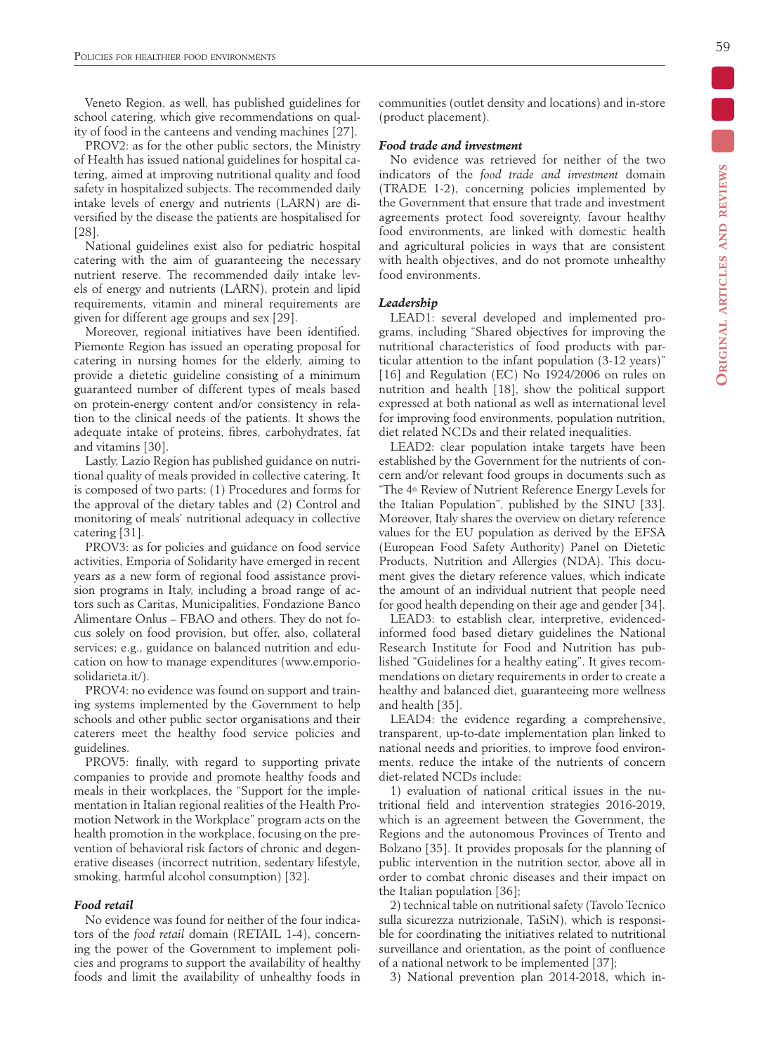Veneto Region, as well, has published guidelines for school catering, which give recommendations on quality of food in the canteens and vending machines [27].

PROV2: as for the other public sectors, the Ministry of Health has issued national guidelines for hospital catering, aimed at improving nutritional quality and food safety in hospitalized subjects. The recommended daily intake levels of energy and nutrients (LARN) are diversified by the disease the patients are hospitalised for [28].

National guidelines exist also for pediatric hospital catering with the aim of guaranteeing the necessary nutrient reserve. The recommended daily intake levels of energy and nutrients (LARN), protein and lipid requirements, vitamin and mineral requirements are given for different age groups and sex [29].

Moreover, regional initiatives have been identified. Piemonte Region has issued an operating proposal for catering in nursing homes for the elderly, aiming to provide a dietetic consisting of a minimum guaranteed number of different types of meals based on protein-energy content and/or consistency in relation to the clinical needs of the patients. It shows the adequate intake of proteins, fibres, carbohydrates, fat and vitamins [30].

Lastly, Lazio Region has published guidance on nutritional quality of meals provided in collective catering. It is composed of two parts: (1) Procedures and forms for the approval of the dietary tables and (2) Control and monitoring of meals' nutritional adequacy in collective catering [31].

PROV3: as for policies and guidance on food service activities, Emporia of Solidarity have emerged in recent years as a new form of regional food assistance provision programs in Italy, including a broad range of actors such as Caritas, Municipalities, Fondazione Banco Alimentare Onlus – FBAO and others. They do not focus solely on food provision, but offer, also, collateral services; e.g., guidance on balanced nutrition and education on how to manage expenditures (www.emporiosolidarieta.it/).

PROV4: no evidence was found on support and training systems implemented by the Government to help schools and other public sector organisations and their caterers meet the healthy food service policies and guidelines.

PROV5: finally, with regard to supporting private companies to provide and promote healthy foods and meals in their workplaces, the "Support for the implementation in Italian regional realities of the Health Promotion Network in the Workplace" program acts on the health promotion in the workplace, focusing on the prevention of behavioral risk factors of chronic and degenerative diseases (incorrect nutrition, sedentary lifestyle, smoking, harmful alcohol consumption) [32].

### *Food retail*

No evidence was found for neither of the four indicators of the *food retail* domain (RETAIL 1-4), concerning the power of the Government to implement policies and programs to support the availability of healthy foods and limit the availability of unhealthy foods in communities (outlet density and locations) and in-store (product placement).

### *Food trade and investment*

No evidence was retrieved for neither of the two indicators of the *food trade and investment* domain (TRADE 1-2), concerning policies implemented by the Government that ensure that trade and investment agreements protect food sovereignty, favour healthy food environments, are linked with domestic health and agricultural policies in ways that are consistent with health objectives, and do not promote unhealthy food environments.

### *Leadership*

LEAD1: several developed and implemented programs, including "Shared objectives for improving the nutritional characteristics of food products with particular attention to the infant population (3-12 years)" [16] and Regulation (EC) No 1924/2006 on rules on nutrition and health [18], show the political support expressed at both national as well as international level for improving food environments, population nutrition, diet related NCDs and their related inequalities.

LEAD2: clear population intake targets have been established by the Government for the nutrients of concern and/or relevant food groups in documents such as "The 4th Review of Nutrient Reference Energy Levels for the Italian Population", published by the SINU [33]. Moreover, Italy shares the overview on dietary reference values for the EU population as derived by the EFSA (European Food Safety Authority) Panel on Dietetic Products, Nutrition and Allergies (NDA). This document gives the dietary reference values, which indicate the amount of an individual nutrient that people need for good health depending on their age and gender [34].

LEAD3: to establish clear, interpretive, evidenced-informed food based dietary guidelines the National Research Institute for Food and Nutrition has published "Guidelines for a healthy eating". It gives recommendations on dietary requirements in order to create a healthy and balanced diet, guaranteeing more wellness and health [35].

LEAD4: the evidence regarding a comprehensive, transparent, up-to-date implementation plan linked to national needs and priorities, to improve food environments, reduce the intake of the nutrients of concern diet-related NCDs include:

1) evaluation of national critical issues in the nutritional field and intervention strategies 2016-2019, which is an agreement between the Government, the Regions and the autonomous Provinces of Trento and Bolzano [35]. It provides proposals for the planning of public intervention in the nutrition sector, above all in order to combat chronic diseases and their impact on the Italian population [36];

2) technical table on nutritional safety (Tavolo Tecnico sulla sicurezza nutrizionale, TaSiN), which is responsible for coordinating the initiatives related to nutritional surveillance and orientation, as the point of confluence of a national network to be implemented [37];

3) National prevention plan 2014-2018, which in-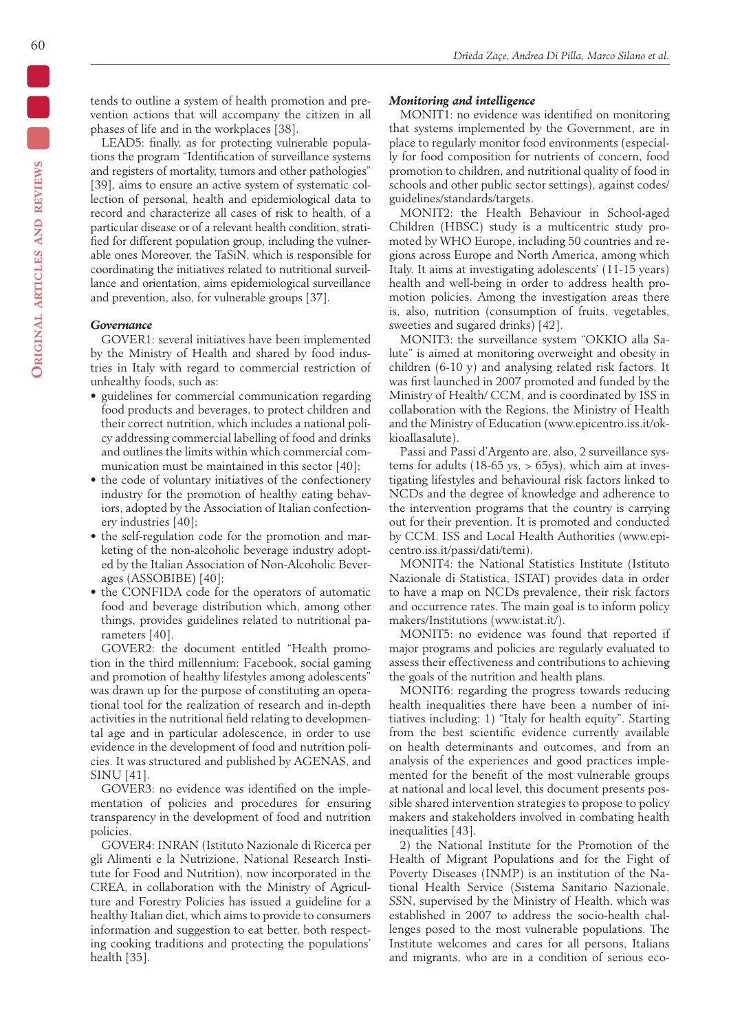tends to outline a system of health promotion and prevention actions that will accompany the citizen in all phases of life and in the workplaces [38].

LEAD5: finally, as for protecting vulnerable populations the program "Identification of surveillance systems and registers of mortality, tumors and other pathologies" [39], aims to ensure an active system of systematic collection of personal, health and epidemiological data to record and characterize all cases of risk to health, of a particular disease or of a relevant health condition, stratified for different population group, including the vulnerable ones Moreover, the TaSiN, which is responsible for coordinating the initiatives related to nutritional surveillance and orientation, aims epidemiological surveillance and prevention, also, for vulnerable groups [37].

### *Governance*

GOVER1: several initiatives have been implemented by the Ministry of Health and shared by food industries in Italy with regard to commercial restriction of unhealthy foods, such as:

- guidelines for commercial communication regarding food products and beverages, to protect children and their correct nutrition, which includes a national policy addressing commercial labelling of food and drinks and outlines the limits within which commercial communication must be maintained in this sector [40];
- the code of voluntary initiatives of the confectionery industry for the promotion of healthy eating behaviors, adopted by the Association of Italian confectionery industries [40];
- the self-regulation code for the promotion and marketing of the non-alcoholic beverage industry adopted by the Italian Association of Non-Alcoholic Beverages (ASSOBIBE) [40];
- the CONFIDA code for the operators of automatic food and beverage distribution which, among other things, provides guidelines related to nutritional parameters [40].

GOVER2: the document entitled "Health promotion in the third millennium: Facebook, social gaming and promotion of healthy lifestyles among adolescents" was drawn up for the purpose of constituting an operational tool for the realization of research and in-depth activities in the nutritional field relating to developmental age and in particular adolescence, in order to use evidence in the development of food and nutrition policies. It was structured and published by AGENAS, and SINU [41].

GOVER3: no evidence was identified on the implementation of policies and procedures for ensuring transparency in the development of food and nutrition policies.

GOVER4: INRAN (Istituto Nazionale di Ricerca per gli Alimenti e la Nutrizione, National Research Institute for Food and Nutrition), now incorporated in the CREA, in collaboration with the Ministry of Agriculture and Forestry Policies has issued a guideline for a healthy Italian diet, which aims to provide to consumers information and suggestion to eat better, both respecting cooking traditions and protecting the populations' health [35].

### *Monitoring and intelligence*

MONIT1: no evidence was identified on monitoring that systems implemented by the Government, are in place to regularly monitor food environments (especially for food composition for nutrients of concern, food promotion to children, and nutritional quality of food in schools and other public sector settings), against codes/guidelines/standards/targets.

MONIT2: the Health Behaviour in School-aged Children (HBSC) study is a multicentric study promoted by WHO Europe, including 50 countries and regions across Europe and North America, among which Italy. It aims at investigating adolescents' (11-15 years) health and well-being in order to address health promotion policies. Among the investigation areas there is, also, nutrition (consumption of fruits, vegetables, sweeties and sugared drinks) [42].

MONIT3: the surveillance system "OKKIO alla Salute" is aimed at monitoring overweight and obesity in children (6-10 y) and analysing related risk factors. It was first launched in 2007 promoted and funded by the Ministry of Health/ CCM, and is coordinated by ISS in collaboration with the Regions, the Ministry of Health and the Ministry of Education (www.epicentro.iss.it/okkioallasalute).

Passi and Passi d'Argento are, also, 2 surveillance systems for adults (18-65 ys, > 65ys), which aim at investigating lifestyles and behavioural risk factors linked to NCDs and the degree of knowledge and adherence to the intervention programs that the country is carrying out for their prevention. It is promoted and conducted by CCM, ISS and Local Health Authorities (www.epicentro.iss.it/passi/dati/temi).

MONIT4: the National Statistics Institute (Istituto Nazionale di Statistica, ISTAT) provides data in order to have a map on NCDs prevalence, their risk factors and occurrence rates. The main goal is to inform policy makers/Institutions (www.istat.it/).

MONIT5: no evidence was found that reported if major programs and policies are regularly evaluated to assess their effectiveness and contributions to achieving the goals of the nutrition and health plans.

MONIT6: regarding the progress towards reducing health inequalities there have been a number of initiatives including: 1) "Italy for health equity". Starting from the best scientific evidence currently available on health determinants and outcomes, and from an analysis of the experiences and good practices implemented for the benefit of the most vulnerable groups at national and local level, this document presents possible shared intervention strategies to propose to policy makers and stakeholders involved in combating health inequalities [43].

2) the National Institute for the Promotion of the Health of Migrant Populations and for the Fight of Poverty Diseases (INMP) is an institution of the National Health Service (Sistema Sanitario Nazionale, SSN, supervised by the Ministry of Health, which was established in 2007 to address the socio-health challenges posed to the most vulnerable populations. The Institute welcomes and cares for all persons, Italians and migrants, who are in a condition of serious eco-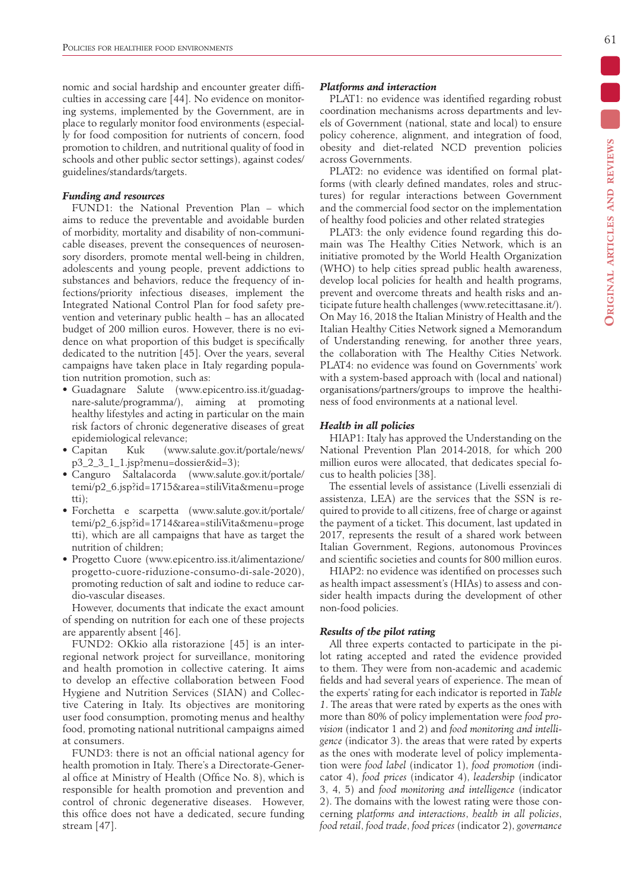nomic and social hardship and encounter greater difficulties in accessing care [44]. No evidence on monitoring systems, implemented by the Government, are in place to regularly monitor food environments (especially for food composition for nutrients of concern, food promotion to children, and nutritional quality of food in schools and other public sector settings), against codes/guidelines/standards/targets.

### *Funding and resources*

FUND1: the National Prevention Plan – which aims to reduce the preventable and avoidable burden of morbidity, mortality and disability of non-communicable diseases, prevent the consequences of neurosensory disorders, promote mental well-being in children, adolescents and young people, prevent addictions to substances and behaviors, reduce the frequency of infections/priority infectious diseases, implement the Integrated National Control Plan for food safety prevention and veterinary public health – has an allocated budget of 200 million euros. However, there is no evidence on what proportion of this budget is specifically dedicated to the nutrition [45]. Over the years, several campaigns have taken place in Italy regarding population nutrition promotion, such as:

- Guadagnare Salute (www.epicentro.iss.it/guadagnare-salute/programma/), aiming at promoting healthy lifestyles and acting in particular on the main risk factors of chronic degenerative diseases of great epidemiological relevance;
- Capitan Kuk (www.salute.gov.it/portale/news/p3_2_3_1_1.jsp?menu=dossier&id=3);
- Canguro Saltalacorda (www.salute.gov.it/portale/temi/p2_6.jsp?id=1715&area=stiliVita&menu=progetti);
- Forchetta e scarpetta (www.salute.gov.it/portale/temi/p2_6.jsp?id=1714&area=stiliVita&menu=progetti), which are all campaigns that have as target the nutrition of children;
- Progetto Cuore (www.epicentro.iss.it/alimentazione/progetto-cuore-riduzione-consumo-di-sale-2020), promoting reduction of salt and iodine to reduce cardio-vascular diseases.

However, documents that indicate the exact amount of spending on nutrition for each one of these projects are apparently absent [46].

FUND2: OKkio alla ristorazione [45] is an interregional network project for surveillance, monitoring and health promotion in collective catering. It aims to develop an effective collaboration between Food Hygiene and Nutrition Services (SIAN) and Collective Catering in Italy. Its objectives are monitoring user food consumption, promoting menus and healthy food, promoting national nutritional campaigns aimed at consumers.

FUND3: there is not an official national agency for health promotion in Italy. There's a Directorate-General office at Ministry of Health (Office No. 8), which is responsible for health promotion and prevention and control of chronic degenerative diseases. However, this office does not have a dedicated, secure funding stream [47].

### *Platforms and interaction*

PLAT1: no evidence was identified regarding robust coordination mechanisms across departments and levels of Government (national, state and local) to ensure policy coherence, alignment, and integration of food, obesity and diet-related NCD prevention policies across Governments.

PLAT2: no evidence was identified on formal platforms (with clearly defined mandates, roles and structures) for regular interactions between Government and the commercial food sector on the implementation of healthy food policies and other related strategies

PLAT3: the only evidence found regarding this domain was The Healthy Cities Network, which is an initiative promoted by the World Health Organization (WHO) to help cities spread public health awareness, develop local policies for health and health programs, prevent and overcome threats and health risks and anticipate future health challenges (www.retecittasane.it/). On May 16, 2018 the Italian Ministry of Health and the Italian Healthy Cities Network signed a Memorandum of Understanding renewing, for another three years, the collaboration with The Healthy Cities Network. PLAT4: no evidence was found on Governments' work with a system-based approach with (local and national) organisations/partners/groups to improve the healthiness of food environments at a national level.

### *Health in all policies*

HIAP1: Italy has approved the Understanding on the National Prevention Plan 2014-2018, for which 200 million euros were allocated, that dedicates special focus to health policies [38].

The essential levels of assistance (Livelli essenziali di assistenza, LEA) are the services that the SSN is required to provide to all citizens, free of charge or against the payment of a ticket. This document, last updated in 2017, represents the result of a shared work between Italian Government, Regions, autonomous Provinces and scientific societies and counts for 800 million euros.

HIAP2: no evidence was identified on processes such as health impact assessment's (HIAs) to assess and consider health impacts during the development of other non-food policies.

### *Results of the pilot rating*

All three experts contacted to participate in the pilot rating accepted and rated the evidence provided to them. They were from non-academic and academic fields and had several years of experience. The mean of the experts' rating for each indicator is reported in *Table 1*. The areas that were rated by experts as the ones with more than 80% of policy implementation were *food provision* (indicator 1 and 2) and *food monitoring and intelligence* (indicator 3). the areas that were rated by experts as the ones with moderate level of policy implementation were *food label* (indicator 1), *food promotion* (indicator 4), *food prices* (indicator 4), *leadership* (indicator 3, 4, 5) and *food monitoring and intelligence* (indicator 2). The domains with the lowest rating were those concerning *platforms and interactions*, *health in all policies*, *food retail*, *food trade*, *food prices* (indicator 2), *governance*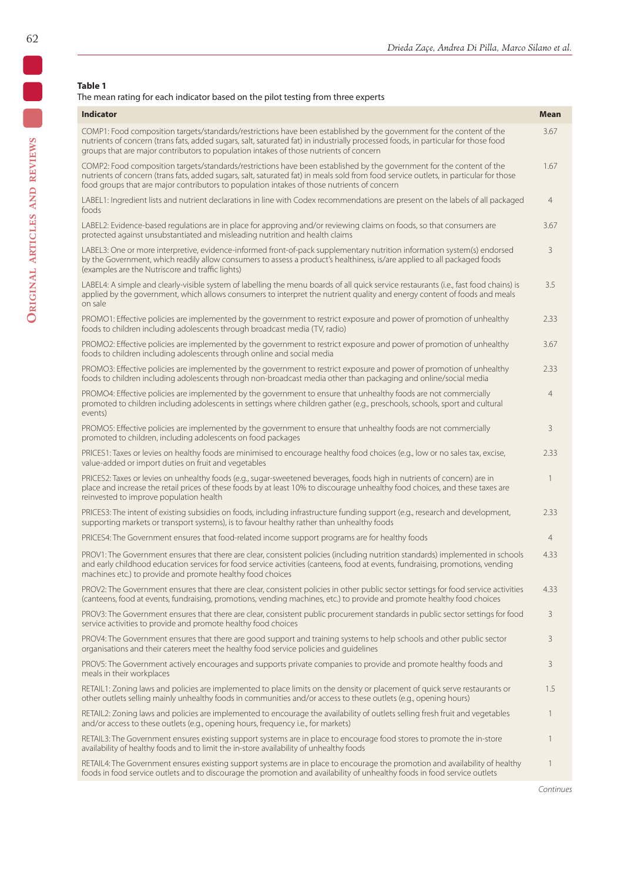**Table 1**
The mean rating for each indicator based on the pilot testing from three experts

| Indicator | Mean |
|---|---|
| COMP1: Food composition targets/standards/restrictions have been established by the government for the content of the nutrients of concern (trans fats, added sugars, salt, saturated fat) in industrially processed foods, in particular for those food groups that are major contributors to population intakes of those nutrients of concern | 3.67 |
| COMP2: Food composition targets/standards/restrictions have been established by the government for the content of the nutrients of concern (trans fats, added sugars, salt, saturated fat) in meals sold from food service outlets, in particular for those food groups that are major contributors to population intakes of those nutrients of concern | 1.67 |
| LABEL1: Ingredient lists and nutrient declarations in line with Codex recommendations are present on the labels of all packaged foods | 4 |
| LABEL2: Evidence-based regulations are in place for approving and/or reviewing claims on foods, so that consumers are protected against unsubstantiated and misleading nutrition and health claims | 3.67 |
| LABEL3: One or more interpretive, evidence-informed front-of-pack supplementary nutrition information system(s) endorsed by the Government, which readily allow consumers to assess a product's healthiness, is/are applied to all packaged foods (examples are the Nutriscore and traffic lights) | 3 |
| LABEL4: A simple and clearly-visible system of labelling the menu boards of all quick service restaurants (i.e., fast food chains) is applied by the government, which allows consumers to interpret the nutrient quality and energy content of foods and meals on sale | 3.5 |
| PROMO1: Effective policies are implemented by the government to restrict exposure and power of promotion of unhealthy foods to children including adolescents through broadcast media (TV, radio) | 2.33 |
| PROMO2: Effective policies are implemented by the government to restrict exposure and power of promotion of unhealthy foods to children including adolescents through online and social media | 3.67 |
| PROMO3: Effective policies are implemented by the government to restrict exposure and power of promotion of unhealthy foods to children including adolescents through non-broadcast media other than packaging and online/social media | 2.33 |
| PROMO4: Effective policies are implemented by the government to ensure that unhealthy foods are not commercially promoted to children including adolescents in settings where children gather (e.g., preschools, schools, sport and cultural events) | 4 |
| PROMO5: Effective policies are implemented by the government to ensure that unhealthy foods are not commercially promoted to children, including adolescents on food packages | 3 |
| PRICES1: Taxes or levies on healthy foods are minimised to encourage healthy food choices (e.g., low or no sales tax, excise, value-added or import duties on fruit and vegetables | 2.33 |
| PRICES2: Taxes or levies on unhealthy foods (e.g., sugar-sweetened beverages, foods high in nutrients of concern) are in place and increase the retail prices of these foods by at least 10% to discourage unhealthy food choices, and these taxes are reinvested to improve population health | 1 |
| PRICES3: The intent of existing subsidies on foods, including infrastructure funding support (e.g., research and development, supporting markets or transport systems), is to favour healthy rather than unhealthy foods | 2.33 |
| PRICES4: The Government ensures that food-related income support programs are for healthy foods | 4 |
| PROV1: The Government ensures that there are clear, consistent policies (including nutrition standards) implemented in schools and early childhood education services for food service activities (canteens, food at events, fundraising, promotions, vending machines etc.) to provide and promote healthy food choices | 4.33 |
| PROV2: The Government ensures that there are clear, consistent policies in other public sector settings for food service activities (canteens, food at events, fundraising, promotions, vending machines, etc.) to provide and promote healthy food choices | 4.33 |
| PROV3: The Government ensures that there are clear, consistent public procurement standards in public sector settings for food service activities to provide and promote healthy food choices | 3 |
| PROV4: The Government ensures that there are good support and training systems to help schools and other public sector organisations and their caterers meet the healthy food service policies and guidelines | 3 |
| PROV5: The Government actively encourages and supports private companies to provide and promote healthy foods and meals in their workplaces | 3 |
| RETAIL1: Zoning laws and policies are implemented to place limits on the density or placement of quick serve restaurants or other outlets selling mainly unhealthy foods in communities and/or access to these outlets (e.g., opening hours) | 1.5 |
| RETAIL2: Zoning laws and policies are implemented to encourage the availability of outlets selling fresh fruit and vegetables and/or access to these outlets (e.g., opening hours, frequency i.e., for markets) | 1 |
| RETAIL3: The Government ensures existing support systems are in place to encourage food stores to promote the in-store availability of healthy foods and to limit the in-store availability of unhealthy foods | 1 |
| RETAIL4: The Government ensures existing support systems are in place to encourage the promotion and availability of healthy foods in food service outlets and to discourage the promotion and availability of unhealthy foods in food service outlets | 1 |

*Continues*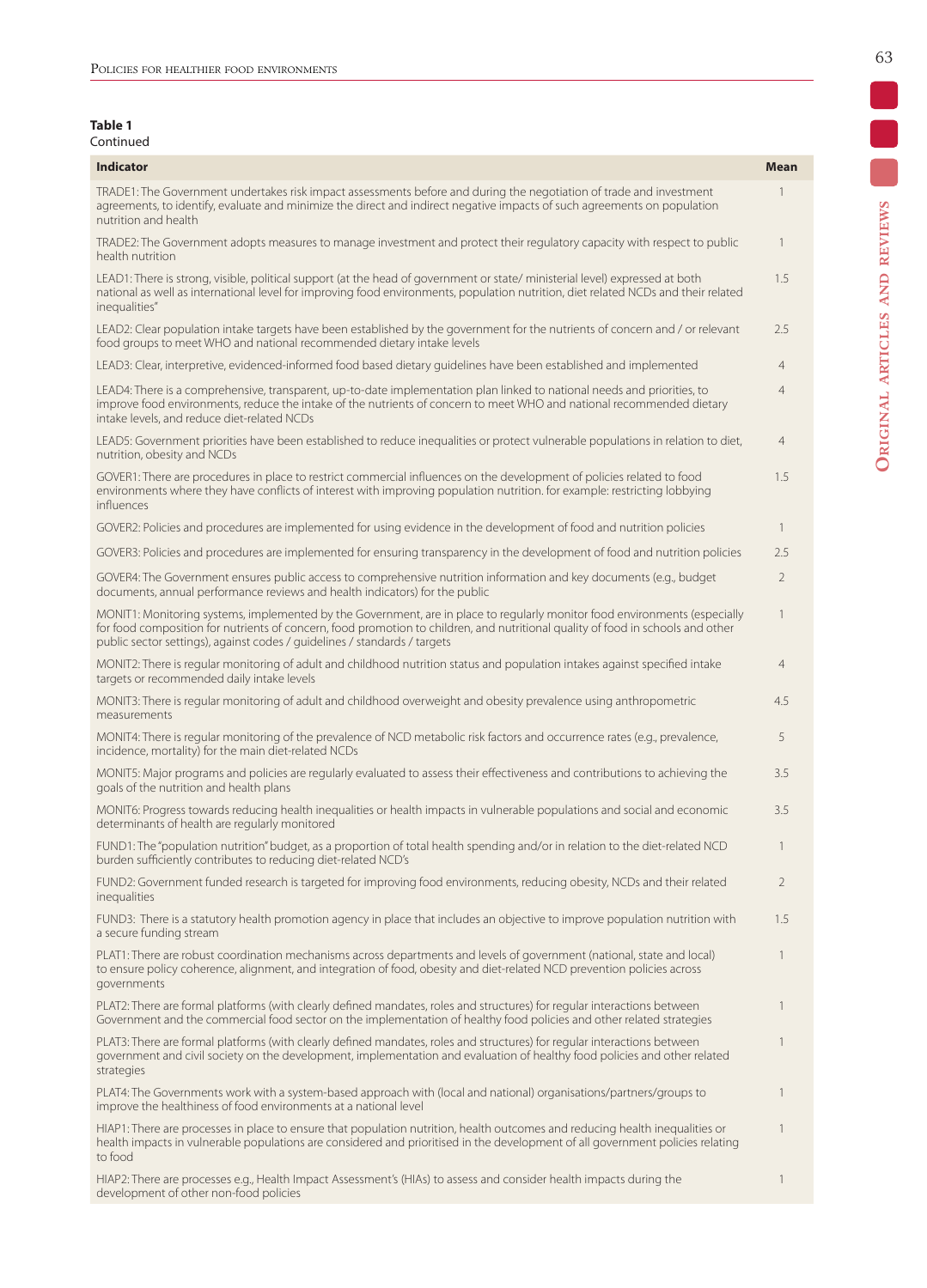**Table 1**
Continued

| Indicator | Mean |
|---|---|
| TRADE1: The Government undertakes risk impact assessments before and during the negotiation of trade and investment agreements, to identify, evaluate and minimize the direct and indirect negative impacts of such agreements on population nutrition and health | 1 |
| TRADE2: The Government adopts measures to manage investment and protect their regulatory capacity with respect to public health nutrition | 1 |
| LEAD1: There is strong, visible, political support (at the head of government or state/ ministerial level) expressed at both national as well as international level for improving food environments, population nutrition, diet related NCDs and their related inequalities" | 1.5 |
| LEAD2: Clear population intake targets have been established by the government for the nutrients of concern and / or relevant food groups to meet WHO and national recommended dietary intake levels | 2.5 |
| LEAD3: Clear, interpretive, evidenced-informed food based dietary guidelines have been established and implemented | 4 |
| LEAD4: There is a comprehensive, transparent, up-to-date implementation plan linked to national needs and priorities, to improve food environments, reduce the intake of the nutrients of concern to meet WHO and national recommended dietary intake levels, and reduce diet-related NCDs | 4 |
| LEAD5: Government priorities have been established to reduce inequalities or protect vulnerable populations in relation to diet, nutrition, obesity and NCDs | 4 |
| GOVER1: There are procedures in place to restrict commercial influences on the development of policies related to food environments where they have conflicts of interest with improving population nutrition. for example: restricting lobbying influences | 1.5 |
| GOVER2: Policies and procedures are implemented for using evidence in the development of food and nutrition policies | 1 |
| GOVER3: Policies and procedures are implemented for ensuring transparency in the development of food and nutrition policies | 2.5 |
| GOVER4: The Government ensures public access to comprehensive nutrition information and key documents (e.g., budget documents, annual performance reviews and health indicators) for the public | 2 |
| MONIT1: Monitoring systems, implemented by the Government, are in place to regularly monitor food environments (especially for food composition for nutrients of concern, food promotion to children, and nutritional quality of food in schools and other public sector settings), against codes / guidelines / standards / targets | 1 |
| MONIT2: There is regular monitoring of adult and childhood nutrition status and population intakes against specified intake targets or recommended daily intake levels | 4 |
| MONIT3: There is regular monitoring of adult and childhood overweight and obesity prevalence using anthropometric measurements | 4.5 |
| MONIT4: There is regular monitoring of the prevalence of NCD metabolic risk factors and occurrence rates (e.g., prevalence, incidence, mortality) for the main diet-related NCDs | 5 |
| MONIT5: Major programs and policies are regularly evaluated to assess their effectiveness and contributions to achieving the goals of the nutrition and health plans | 3.5 |
| MONIT6: Progress towards reducing health inequalities or health impacts in vulnerable populations and social and economic determinants of health are regularly monitored | 3.5 |
| FUND1: The "population nutrition" budget, as a proportion of total health spending and/or in relation to the diet-related NCD burden sufficiently contributes to reducing diet-related NCD's | 1 |
| FUND2: Government funded research is targeted for improving food environments, reducing obesity, NCDs and their related inequalities | 2 |
| FUND3: There is a statutory health promotion agency in place that includes an objective to improve population nutrition with a secure funding stream | 1.5 |
| PLAT1: There are robust coordination mechanisms across departments and levels of government (national, state and local) to ensure policy coherence, alignment, and integration of food, obesity and diet-related NCD prevention policies across governments | 1 |
| PLAT2: There are formal platforms (with clearly defined mandates, roles and structures) for regular interactions between Government and the commercial food sector on the implementation of healthy food policies and other related strategies | 1 |
| PLAT3: There are formal platforms (with clearly defined mandates, roles and structures) for regular interactions between government and civil society on the development, implementation and evaluation of healthy food policies and other related strategies | 1 |
| PLAT4: The Governments work with a system-based approach with (local and national) organisations/partners/groups to improve the healthiness of food environments at a national level | 1 |
| HIAP1: There are processes in place to ensure that population nutrition, health outcomes and reducing health inequalities or health impacts in vulnerable populations are considered and prioritised in the development of all government policies relating to food | 1 |
| HIAP2: There are processes e.g., Health Impact Assessment's (HIAs) to assess and consider health impacts during the development of other non-food policies | 1 |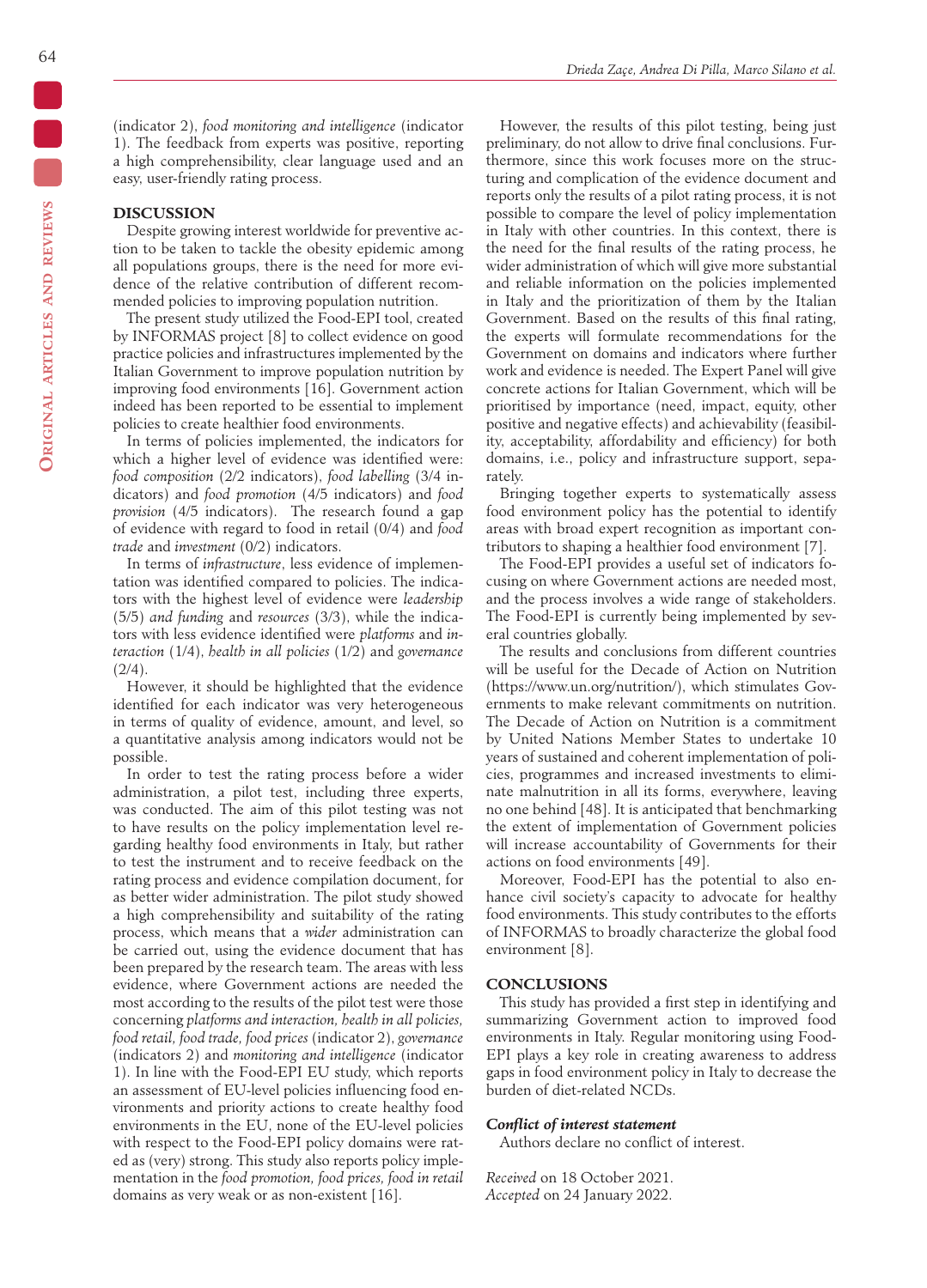(indicator 2), *food monitoring and intelligence* (indicator 1). The feedback from experts was positive, reporting a high comprehensibility, clear language used and an easy, user-friendly rating process.

## DISCUSSION

Despite growing interest worldwide for preventive action to be taken to tackle the obesity epidemic among all populations groups, there is the need for more evidence of the relative contribution of different recommended policies to improving population nutrition.

The present study utilized the Food-EPI tool, created by INFORMAS project [8] to collect evidence on good practice policies and infrastructures implemented by the Italian Government to improve population nutrition by improving food environments [16]. Government action indeed has been reported to be essential to implement policies to create healthier food environments.

In terms of policies implemented, the indicators for which a higher level of evidence was identified were: *food composition* (2/2 indicators), *food labelling* (3/4 indicators) and *food promotion* (4/5 indicators) and *food provision* (4/5 indicators). The research found a gap of evidence with regard to food in retail (0/4) and *food trade* and *investment* (0/2) indicators.

In terms of *infrastructure*, less evidence of implementation was identified compared to policies. The indicators with the highest level of evidence were *leadership* (5/5) *and funding* and *resources* (3/3), while the indicators with less evidence identified were *platforms* and *interaction* (1/4), *health in all policies* (1/2) and *governance* (2/4).

However, it should be highlighted that the evidence identified for each indicator was very heterogeneous in terms of quality of evidence, amount, and level, so a quantitative analysis among indicators would not be possible.

In order to test the rating process before a wider administration, a pilot test, including three experts, was conducted. The aim of this pilot testing was not to have results on the policy implementation level regarding healthy food environments in Italy, but rather to test the instrument and to receive feedback on the rating process and evidence compilation document, for as better wider administration. The pilot study showed a high comprehensibility and suitability of the rating process, which means that a *wider* administration can be carried out, using the evidence document that has been prepared by the research team. The areas with less evidence, where Government actions are needed the most according to the results of the pilot test were those concerning *platforms and interaction, health in all policies, food retail, food trade, food prices* (indicator 2), *governance* (indicators 2) and *monitoring and intelligence* (indicator 1). In line with the Food-EPI EU study, which reports an assessment of EU-level policies influencing food environments and priority actions to create healthy food environments in the EU, none of the EU-level policies with respect to the Food-EPI policy domains were rated as (very) strong. This study also reports policy implementation in the *food promotion, food prices, food in retail* domains as very weak or as non-existent [16].

However, the results of this pilot testing, being just preliminary, do not allow to drive final conclusions. Furthermore, since this work focuses more on the structuring and complication of the evidence document and reports only the results of a pilot rating process, it is not possible to compare the level of policy implementation in Italy with other countries. In this context, there is the need for the final results of the rating process, he wider administration of which will give more substantial and reliable information on the policies implemented in Italy and the prioritization of them by the Italian Government. Based on the results of this final rating, the experts will formulate recommendations for the Government on domains and indicators where further work and evidence is needed. The Expert Panel will give concrete actions for Italian Government, which will be prioritised by importance (need, impact, equity, other positive and negative effects) and achievability (feasibility, acceptability, affordability and efficiency) for both domains, i.e., policy and infrastructure support, separately.

Bringing together experts to systematically assess food environment policy has the potential to identify areas with broad expert recognition as important contributors to shaping a healthier food environment [7].

The Food-EPI provides a useful set of indicators focusing on where Government actions are needed most, and the process involves a wide range of stakeholders. The Food-EPI is currently being implemented by several countries globally.

The results and conclusions from different countries will be useful for the Decade of Action on Nutrition (https://www.un.org/nutrition/), which stimulates Governments to make relevant commitments on nutrition. The Decade of Action on Nutrition is a commitment by United Nations Member States to undertake 10 years of sustained and coherent implementation of policies, programmes and increased investments to eliminate malnutrition in all its forms, everywhere, leaving no one behind [48]. It is anticipated that benchmarking the extent of implementation of Government policies will increase accountability of Governments for their actions on food environments [49].

Moreover, Food-EPI has the potential to also enhance civil society's capacity to advocate for healthy food environments. This study contributes to the efforts of INFORMAS to broadly characterize the global food environment [8].

## CONCLUSIONS

This study has provided a first step in identifying and summarizing Government action to improved food environments in Italy. Regular monitoring using Food-EPI plays a key role in creating awareness to address gaps in food environment policy in Italy to decrease the burden of diet-related NCDs.

### *Conflict of interest statement*

Authors declare no conflict of interest.

*Received* on 18 October 2021.
*Accepted* on 24 January 2022.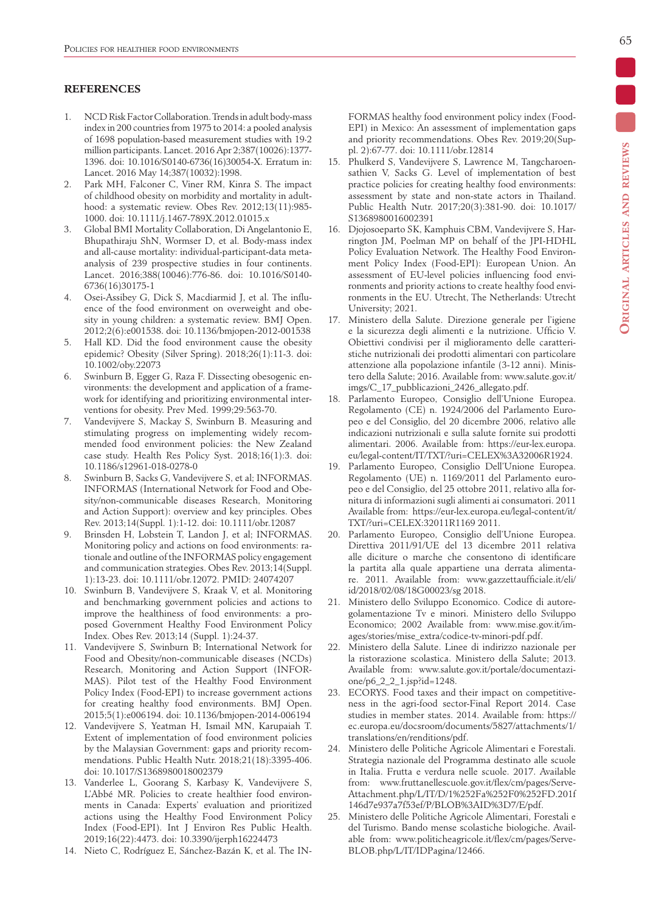## REFERENCES

1. NCD Risk Factor Collaboration. Trends in adult body-mass index in 200 countries from 1975 to 2014: a pooled analysis of 1698 population-based measurement studies with 19·2 million participants. Lancet. 2016 Apr 2;387(10026):1377-1396. doi: 10.1016/S0140-6736(16)30054-X. Erratum in: Lancet. 2016 May 14;387(10032):1998.
2. Park MH, Falconer C, Viner RM, Kinra S. The impact of childhood obesity on morbidity and mortality in adulthood: a systematic review. Obes Rev. 2012;13(11):985-1000. doi: 10.1111/j.1467-789X.2012.01015.x
3. Global BMI Mortality Collaboration, Di Angelantonio E, Bhupathiraju ShN, Wormser D, et al. Body-mass index and all-cause mortality: individual-participant-data meta-analysis of 239 prospective studies in four continents. Lancet. 2016;388(10046):776-86. doi: 10.1016/S0140-6736(16)30175-1
4. Osei-Assibey G, Dick S, Macdiarmid J, et al. The influence of the food environment on overweight and obesity in young children: a systematic review. BMJ Open. 2012;2(6):e001538. doi: 10.1136/bmjopen-2012-001538
5. Hall KD. Did the food environment cause the obesity epidemic? Obesity (Silver Spring). 2018;26(1):11-3. doi: 10.1002/oby.22073
6. Swinburn B, Egger G, Raza F. Dissecting obesogenic environments: the development and application of a framework for identifying and prioritizing environmental interventions for obesity. Prev Med. 1999;29:563-70.
7. Vandevijvere S, Mackay S, Swinburn B. Measuring and stimulating progress on implementing widely recommended food environment policies: the New Zealand case study. Health Res Policy Syst. 2018;16(1):3. doi: 10.1186/s12961-018-0278-0
8. Swinburn B, Sacks G, Vandevijvere S, et al; INFORMAS. INFORMAS (International Network for Food and Obesity/non-communicable diseases Research, Monitoring and Action Support): overview and key principles. Obes Rev. 2013;14(Suppl. 1):1-12. doi: 10.1111/obr.12087
9. Brinsden H, Lobstein T, Landon J, et al; INFORMAS. Monitoring policy and actions on food environments: rationale and outline of the INFORMAS policy engagement and communication strategies. Obes Rev. 2013;14(Suppl. 1):13-23. doi: 10.1111/obr.12072. PMID: 24074207
10. Swinburn B, Vandevijvere S, Kraak V, et al. Monitoring and benchmarking government policies and actions to improve the healthiness of food environments: a proposed Government Healthy Food Environment Policy Index. Obes Rev. 2013;14 (Suppl. 1):24-37.
11. Vandevijvere S, Swinburn B; International Network for Food and Obesity/non-communicable diseases (NCDs) Research, Monitoring and Action Support (INFORMAS). Pilot test of the Healthy Food Environment Policy Index (Food-EPI) to increase government actions for creating healthy food environments. BMJ Open. 2015;5(1):e006194. doi: 10.1136/bmjopen-2014-006194
12. Vandevijvere S, Yeatman H, Ismail MN, Karupaiah T. Extent of implementation of food environment policies by the Malaysian Government: gaps and priority recommendations. Public Health Nutr. 2018;21(18):3395-406. doi: 10.1017/S1368980018002379
13. Vanderlee L, Goorang S, Karbasy K, Vandevijvere S, L'Abbé MR. Policies to create healthier food environments in Canada: Experts' evaluation and prioritized actions using the Healthy Food Environment Policy Index (Food-EPI). Int J Environ Res Public Health. 2019;16(22):4473. doi: 10.3390/ijerph16224473
14. Nieto C, Rodríguez E, Sánchez-Bazán K, et al. The INFORMAS healthy food environment policy index (Food-EPI) in Mexico: An assessment of implementation gaps and priority recommendations. Obes Rev. 2019;20(Suppl. 2):67-77. doi: 10.1111/obr.12814
15. Phulkerd S, Vandevijvere S, Lawrence M, Tangcharoensathien V, Sacks G. Level of implementation of best practice policies for creating healthy food environments: assessment by state and non-state actors in Thailand. Public Health Nutr. 2017;20(3):381-90. doi: 10.1017/S1368980016002391
16. Djojosoeparto SK, Kamphuis CBM, Vandevijvere S, Harrington JM, Poelman MP on behalf of the JPI-HDHL Policy Evaluation Network. The Healthy Food Environment Policy Index (Food-EPI): European Union. An assessment of EU-level policies influencing food environments and priority actions to create healthy food environments in the EU. Utrecht, The Netherlands: Utrecht University; 2021.
17. Ministero della Salute. Direzione generale per l'igiene e la sicurezza degli alimenti e la nutrizione. Ufficio V. Obiettivi condivisi per il miglioramento delle caratteristiche nutrizionali dei prodotti alimentari con particolare attenzione alla popolazione infantile (3-12 anni). Ministero della Salute; 2016. Available from: www.salute.gov.it/imgs/C_17_pubblicazioni_2426_allegato.pdf.
18. Parlamento Europeo, Consiglio dell'Unione Europea. Regolamento (CE) n. 1924/2006 del Parlamento Europeo e del Consiglio, del 20 dicembre 2006, relativo alle indicazioni nutrizionali e sulla salute fornite sui prodotti alimentari. 2006. Available from: https://eur-lex.europa.eu/legal-content/IT/TXT/?uri=CELEX%3A32006R1924.
19. Parlamento Europeo, Consiglio Dell'Unione Europea. Regolamento (UE) n. 1169/2011 del Parlamento europeo e del Consiglio, del 25 ottobre 2011, relativo alla fornitura di informazioni sugli alimenti ai consumatori. 2011 Available from: https://eur-lex.europa.eu/legal-content/it/TXT/?uri=CELEX:32011R1169 2011.
20. Parlamento Europeo, Consiglio dell'Unione Europea. Direttiva 2011/91/UE del 13 dicembre 2011 relativa alle diciture o marche che consentono di identificare la partita alla quale appartiene una derrata alimentare. 2011. Available from: www.gazzettaufficiale.it/eli/id/2018/02/08/18G00023/sg 2018.
21. Ministero dello Sviluppo Economico. Codice di autoregolamentazione Tv e minori. Ministero dello Sviluppo Economico; 2002 Available from: www.mise.gov.it/images/stories/mise_extra/codice-tv-minori-pdf.pdf.
22. Ministero della Salute. Linee di indirizzo nazionale per la ristorazione scolastica. Ministero della Salute; 2013. Available from: www.salute.gov.it/portale/documentazione/p6_2_2_1.jsp?id=1248.
23. ECORYS. Food taxes and their impact on competitiveness in the agri-food sector-Final Report 2014. Case studies in member states. 2014. Available from: https://ec.europa.eu/docsroom/documents/5827/attachments/1/translations/en/renditions/pdf.
24. Ministero delle Politiche Agricole Alimentari e Forestali. Strategia nazionale del Programma destinato alle scuole in Italia. Frutta e verdura nelle scuole. 2017. Available from: www.fruttanellescuole.gov.it/flex/cm/pages/ServeAttachment.php/L/IT/D/1%252Fa%252F0%252FD.201f146d7e937a7f53ef/P/BLOB%3AID%3D7/E/pdf.
25. Ministero delle Politiche Agricole Alimentari, Forestali e del Turismo. Bando mense scolastiche biologiche. Available from: www.politicheagricole.it/flex/cm/pages/ServeBLOB.php/L/IT/IDPagina/12466.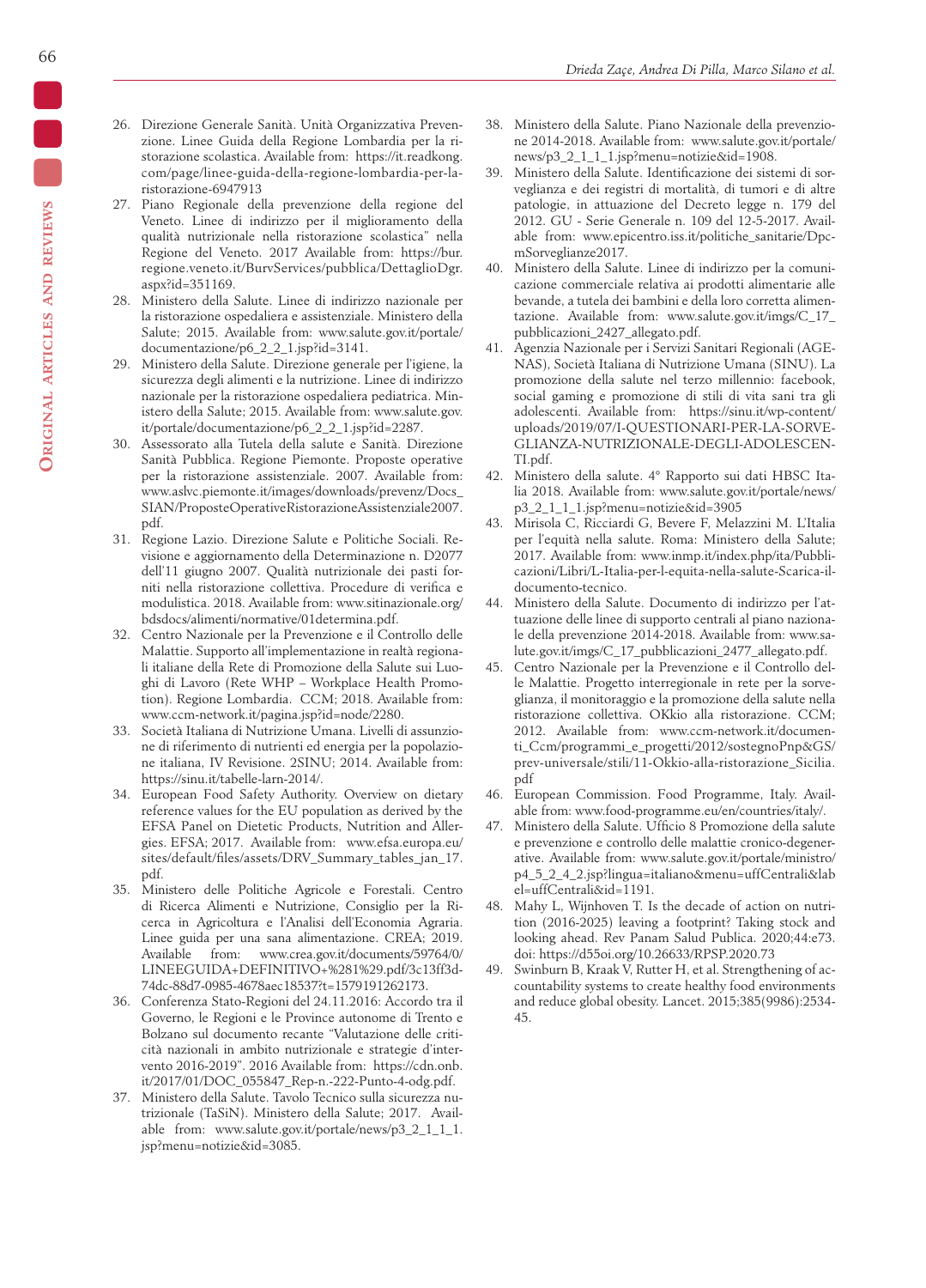26. Direzione Generale Sanità. Unità Organizzativa Prevenzione. Linee Guida della Regione Lombardia per la ristorazione scolastica. Available from: https://it.readkong.com/page/linee-guida-della-regione-lombardia-per-la-ristorazione-6947913
27. Piano Regionale della prevenzione della regione del Veneto. Linee di indirizzo per il miglioramento della qualità nutrizionale nella ristorazione scolastica" nella Regione del Veneto. 2017 Available from: https://bur.regione.veneto.it/BurvServices/pubblica/DettaglioDgr.aspx?id=351169.
28. Ministero della Salute. Linee di indirizzo nazionale per la ristorazione ospedaliera e assistenziale. Ministero della Salute; 2015. Available from: www.salute.gov.it/portale/documentazione/p6_2_2_1.jsp?id=3141.
29. Ministero della Salute. Direzione generale per l'igiene, la sicurezza degli alimenti e la nutrizione. Linee di indirizzo nazionale per la ristorazione ospedaliera pediatrica. Ministero della Salute; 2015. Available from: www.salute.gov.it/portale/documentazione/p6_2_2_1.jsp?id=2287.
30. Assessorato alla Tutela della salute e Sanità. Direzione Sanità Pubblica. Regione Piemonte. Proposte operative per la ristorazione assistenziale. 2007. Available from: www.aslvc.piemonte.it/images/downloads/prevenz/Docs_SIAN/ProposteOperativeRistorazioneAssistenziale2007.pdf.
31. Regione Lazio. Direzione Salute e Politiche Sociali. Revisione e aggiornamento della Determinazione n. D2077 dell'11 giugno 2007. Qualità nutrizionale dei pasti forniti nella ristorazione collettiva. Procedure di verifica e modulistica. 2018. Available from: www.sitinazionale.org/bdsdocs/alimenti/normative/01determina.pdf.
32. Centro Nazionale per la Prevenzione e il Controllo delle Malattie. Supporto all'implementazione in realtà regionali italiane della Rete di Promozione della Salute sui Luoghi di Lavoro (Rete WHP – Workplace Health Promotion). Regione Lombardia. CCM; 2018. Available from: www.ccm-network.it/pagina.jsp?id=node/2280.
33. Società Italiana di Nutrizione Umana. Livelli di assunzione di riferimento di nutrienti ed energia per la popolazione italiana, IV Revisione. 2SINU; 2014. Available from: https://sinu.it/tabelle-larn-2014/.
34. European Food Safety Authority. Overview on dietary reference values for the EU population as derived by the EFSA Panel on Dietetic Products, Nutrition and Allergies. EFSA; 2017. Available from: www.efsa.europa.eu/sites/default/files/assets/DRV_Summary_tables_jan_17.pdf.
35. Ministero delle Politiche Agricole e Forestali. Centro di Ricerca Alimenti e Nutrizione, Consiglio per la Ricerca in Agricoltura e l'Analisi dell'Economia Agraria. Linee guida per una sana alimentazione. CREA; 2019. Available from: www.crea.gov.it/documents/59764/0/LINEEGUIDA+DEFINITIVO+%281%29.pdf/3c13ff3d-74dc-88d7-0985-4678aec18537?t=1579191262173.
36. Conferenza Stato-Regioni del 24.11.2016: Accordo tra il Governo, le Regioni e le Province autonome di Trento e Bolzano sul documento recante "Valutazione delle criticità nazionali in ambito nutrizionale e strategie d'intervento 2016-2019". 2016 Available from: https://cdn.onb.it/2017/01/DOC_055847_Rep-n.-222-Punto-4-odg.pdf.
37. Ministero della Salute. Tavolo Tecnico sulla sicurezza nutrizionale (TaSiN). Ministero della Salute; 2017. Available from: www.salute.gov.it/portale/news/p3_2_1_1_1.jsp?menu=notizie&id=3085.
38. Ministero della Salute. Piano Nazionale della prevenzione 2014-2018. Available from: www.salute.gov.it/portale/news/p3_2_1_1_1.jsp?menu=notizie&id=1908.
39. Ministero della Salute. Identificazione dei sistemi di sorveglianza e dei registri di mortalità, di tumori e di altre patologie, in attuazione del Decreto legge n. 179 del 2012. GU - Serie Generale n. 109 del 12-5-2017. Available from: www.epicentro.iss.it/politiche_sanitarie/DpcmSorveglianze2017.
40. Ministero della Salute. Linee di indirizzo per la comunicazione commerciale relativa ai prodotti alimentarie alle bevande, a tutela dei bambini e della loro corretta alimentazione. Available from: www.salute.gov.it/imgs/C_17_pubblicazioni_2427_allegato.pdf.
41. Agenzia Nazionale per i Servizi Sanitari Regionali (AGENAS), Società Italiana di Nutrizione Umana (SINU). La promozione della salute nel terzo millennio: facebook, social gaming e promozione di stili di vita sani tra gli adolescenti. Available from: https://sinu.it/wp-content/uploads/2019/07/I-QUESTIONARI-PER-LA-SORVEGLIANZA-NUTRIZIONALE-DEGLI-ADOLESCENTI.pdf.
42. Ministero della salute. 4° Rapporto sui dati HBSC Italia 2018. Available from: www.salute.gov.it/portale/news/p3_2_1_1_1.jsp?menu=notizie&id=3905
43. Mirisola C, Ricciardi G, Bevere F, Melazzini M. L'Italia per l'equità nella salute. Roma: Ministero della Salute; 2017. Available from: www.inmp.it/index.php/ita/Pubblicazioni/Libri/L-Italia-per-l-equita-nella-salute-Scarica-il-documento-tecnico.
44. Ministero della Salute. Documento di indirizzo per l'attuazione delle linee di supporto centrali al piano nazionale della prevenzione 2014-2018. Available from: www.salute.gov.it/imgs/C_17_pubblicazioni_2477_allegato.pdf.
45. Centro Nazionale per la Prevenzione e il Controllo delle Malattie. Progetto interregionale in rete per la sorveglianza, il monitoraggio e la promozione della salute nella ristorazione collettiva. OKkio alla ristorazione. CCM; 2012. Available from: www.ccm-network.it/documenti_Ccm/programmi_e_progetti/2012/sostegnoPnp&GS/prev-universale/stili/11-Okkio-alla-ristorazione_Sicilia.pdf
46. European Commission. Food Programme, Italy. Available from: www.food-programme.eu/en/countries/italy/.
47. Ministero della Salute. Ufficio 8 Promozione della salute e prevenzione e controllo delle malattie cronico-degenerative. Available from: www.salute.gov.it/portale/ministro/p4_5_2_4_2.jsp?lingua=italiano&menu=uffCentrali&label=uffCentrali&id=1191.
48. Mahy L, Wijnhoven T. Is the decade of action on nutrition (2016-2025) leaving a footprint? Taking stock and looking ahead. Rev Panam Salud Publica. 2020;44:e73. doi: https://d55oi.org/10.26633/RPSP.2020.73
49. Swinburn B, Kraak V, Rutter H, et al. Strengthening of accountability systems to create healthy food environments and reduce global obesity. Lancet. 2015;385(9986):2534-45.